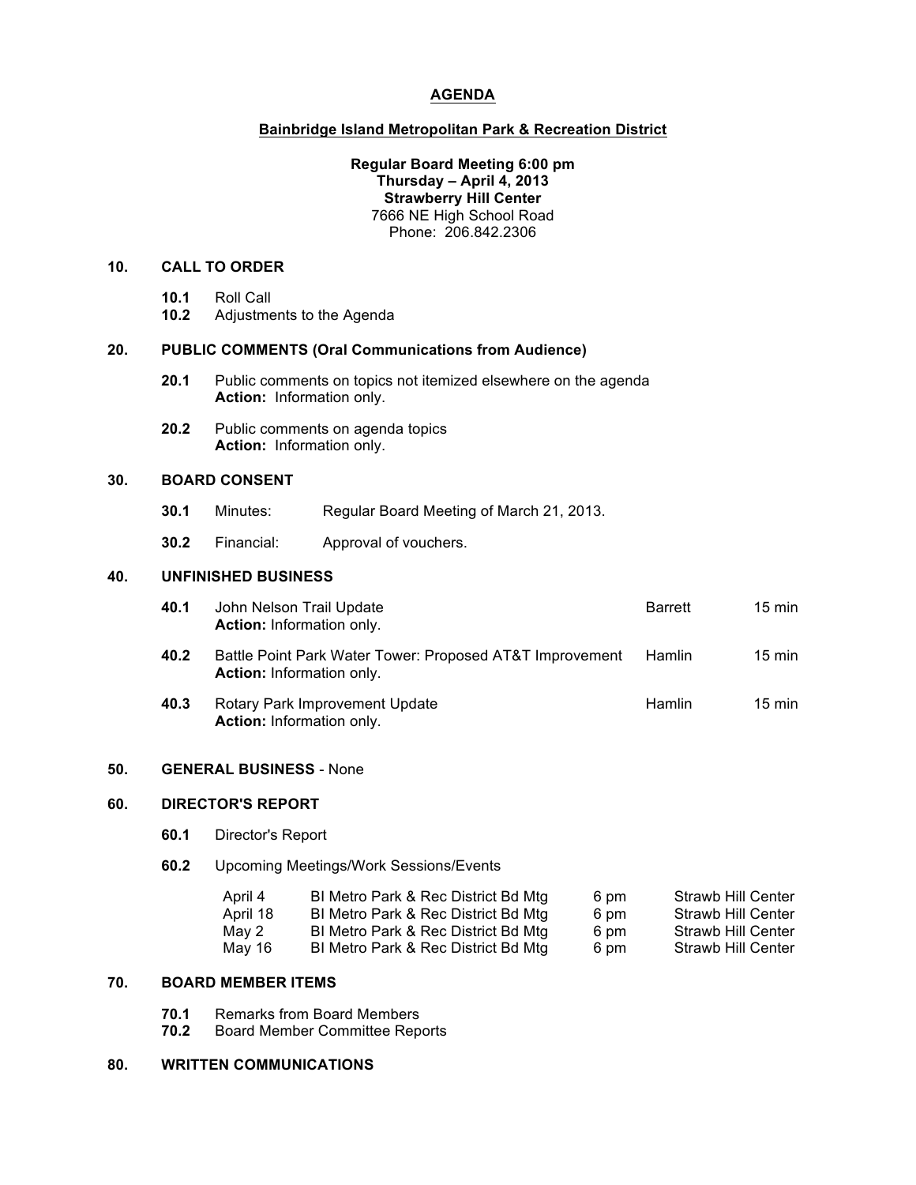# AGENDA

## Bainbridge Island Metropolitan Park & Recreation District

**Regular Board Meeting 6:00 pm**
**Thursday – April 4, 2013**
**Strawberry Hill Center**
7666 NE High School Road
Phone: 206.842.2306

### 10. CALL TO ORDER

**10.1** Roll Call
**10.2** Adjustments to the Agenda

### 20. PUBLIC COMMENTS (Oral Communications from Audience)

**20.1** Public comments on topics not itemized elsewhere on the agenda
**Action:** Information only.

**20.2** Public comments on agenda topics
**Action:** Information only.

### 30. BOARD CONSENT

**30.1** Minutes: Regular Board Meeting of March 21, 2013.

**30.2** Financial: Approval of vouchers.

### 40. UNFINISHED BUSINESS

| | | | |
|---|---|---|---|
| **40.1** | John Nelson Trail Update<br>**Action:** Information only. | Barrett | 15 min |
| **40.2** | Battle Point Park Water Tower: Proposed AT&T Improvement<br>**Action:** Information only. | Hamlin | 15 min |
| **40.3** | Rotary Park Improvement Update<br>**Action:** Information only. | Hamlin | 15 min |

### 50. GENERAL BUSINESS - None

### 60. DIRECTOR'S REPORT

**60.1** Director's Report

**60.2** Upcoming Meetings/Work Sessions/Events

| | | | |
|---|---|---|---|
| April 4 | BI Metro Park & Rec District Bd Mtg | 6 pm | Strawb Hill Center |
| April 18 | BI Metro Park & Rec District Bd Mtg | 6 pm | Strawb Hill Center |
| May 2 | BI Metro Park & Rec District Bd Mtg | 6 pm | Strawb Hill Center |
| May 16 | BI Metro Park & Rec District Bd Mtg | 6 pm | Strawb Hill Center |

### 70. BOARD MEMBER ITEMS

**70.1** Remarks from Board Members
**70.2** Board Member Committee Reports

### 80. WRITTEN COMMUNICATIONS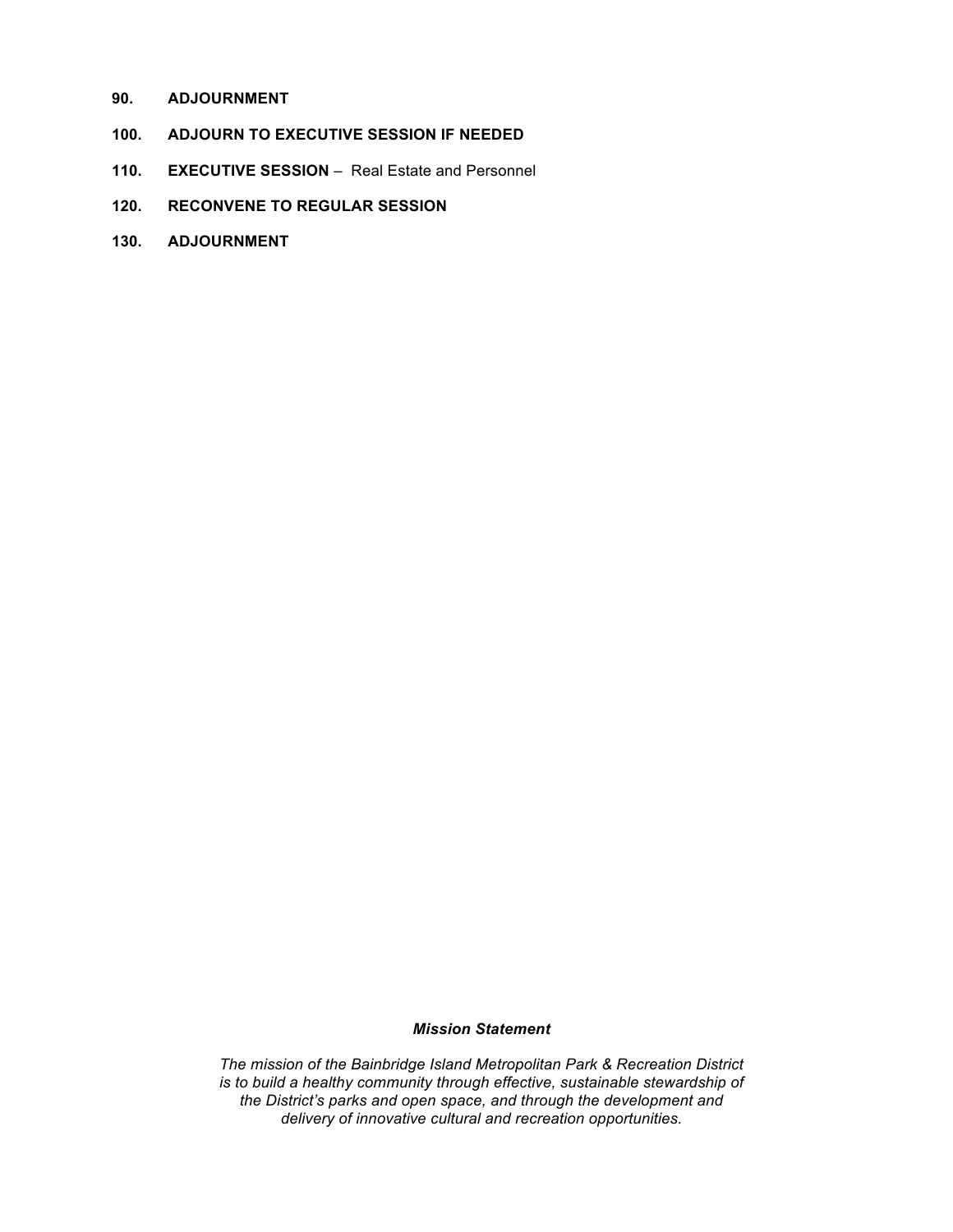**90. ADJOURNMENT**

**100. ADJOURN TO EXECUTIVE SESSION IF NEEDED**

**110. EXECUTIVE SESSION** – Real Estate and Personnel

**120. RECONVENE TO REGULAR SESSION**

**130. ADJOURNMENT**

***Mission Statement***

*The mission of the Bainbridge Island Metropolitan Park & Recreation District is to build a healthy community through effective, sustainable stewardship of the District's parks and open space, and through the development and delivery of innovative cultural and recreation opportunities.*